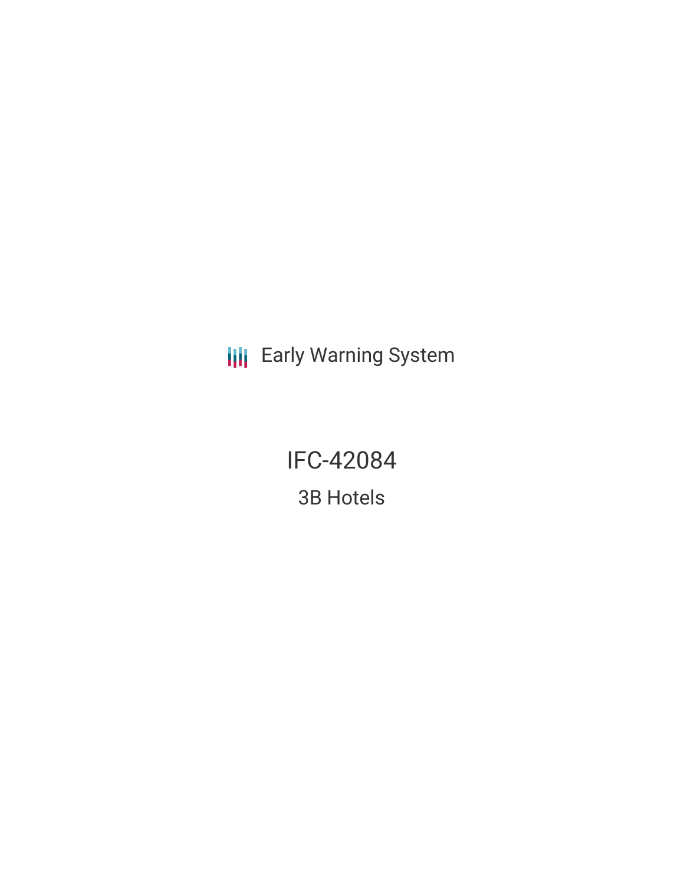Early Warning System

# IFC-42084

## 3B Hotels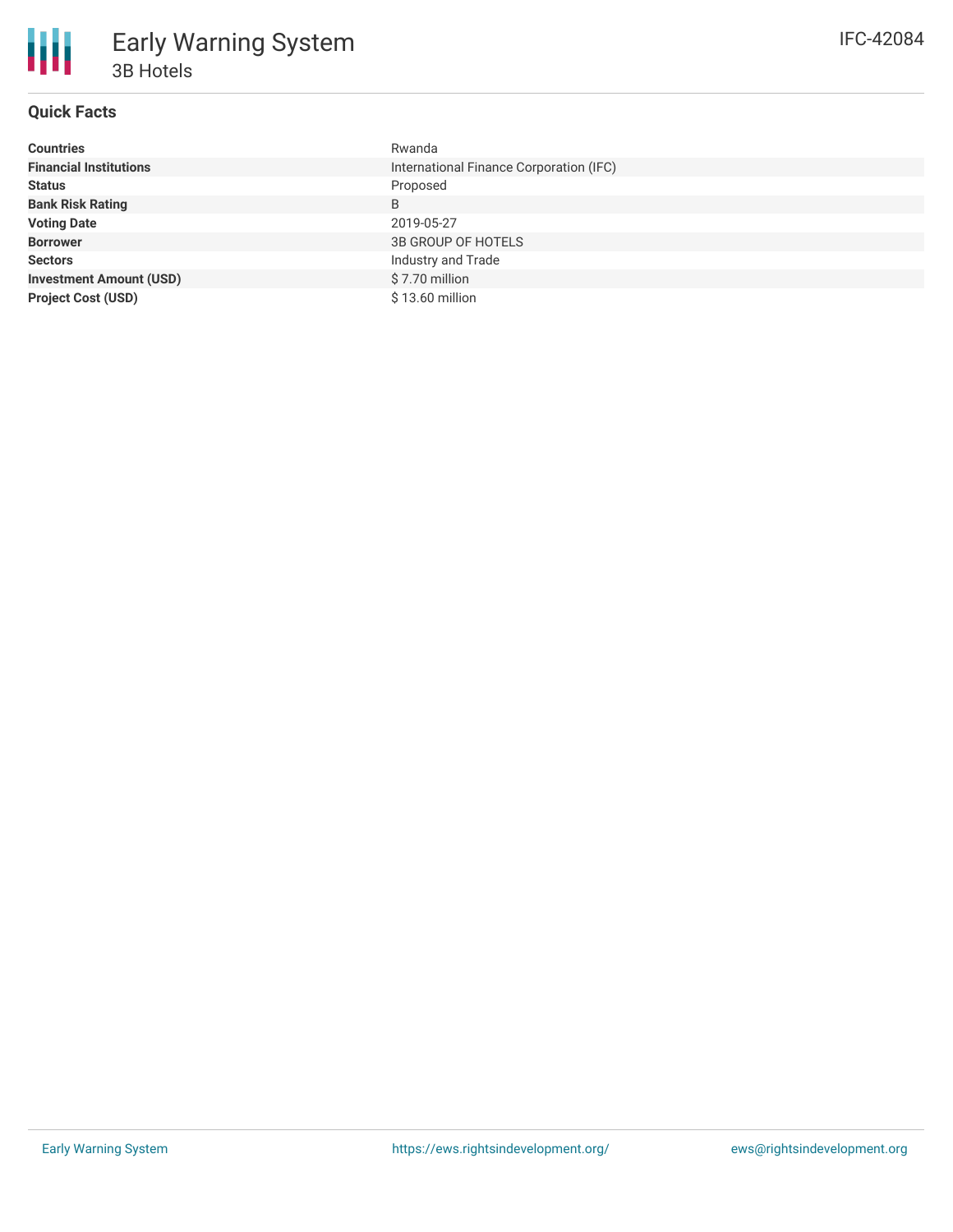# Early Warning System

## 3B Hotels

IFC-42084

### Quick Facts

| | |
|---|---|
| **Countries** | Rwanda |
| **Financial Institutions** | International Finance Corporation (IFC) |
| **Status** | Proposed |
| **Bank Risk Rating** | B |
| **Voting Date** | 2019-05-27 |
| **Borrower** | 3B GROUP OF HOTELS |
| **Sectors** | Industry and Trade |
| **Investment Amount (USD)** | $ 7.70 million |
| **Project Cost (USD)** | $ 13.60 million |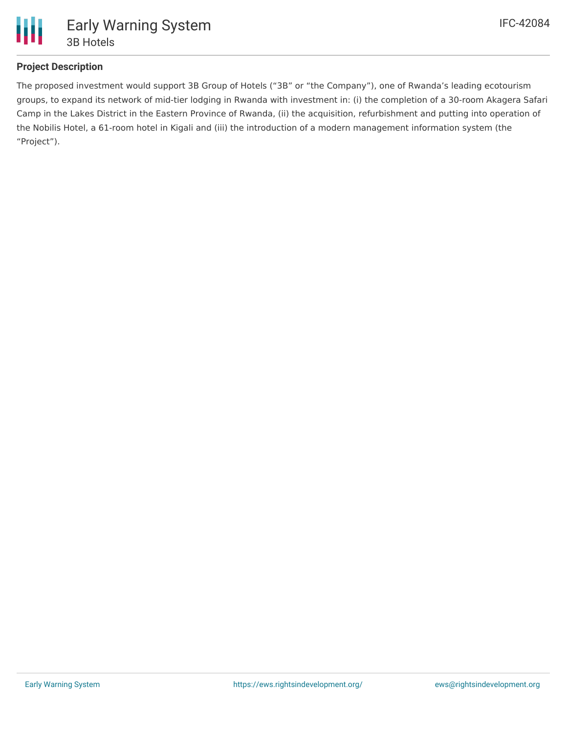## Project Description

The proposed investment would support 3B Group of Hotels ("3B" or "the Company"), one of Rwanda's leading ecotourism groups, to expand its network of mid-tier lodging in Rwanda with investment in: (i) the completion of a 30-room Akagera Safari Camp in the Lakes District in the Eastern Province of Rwanda, (ii) the acquisition, refurbishment and putting into operation of the Nobilis Hotel, a 61-room hotel in Kigali and (iii) the introduction of a modern management information system (the "Project").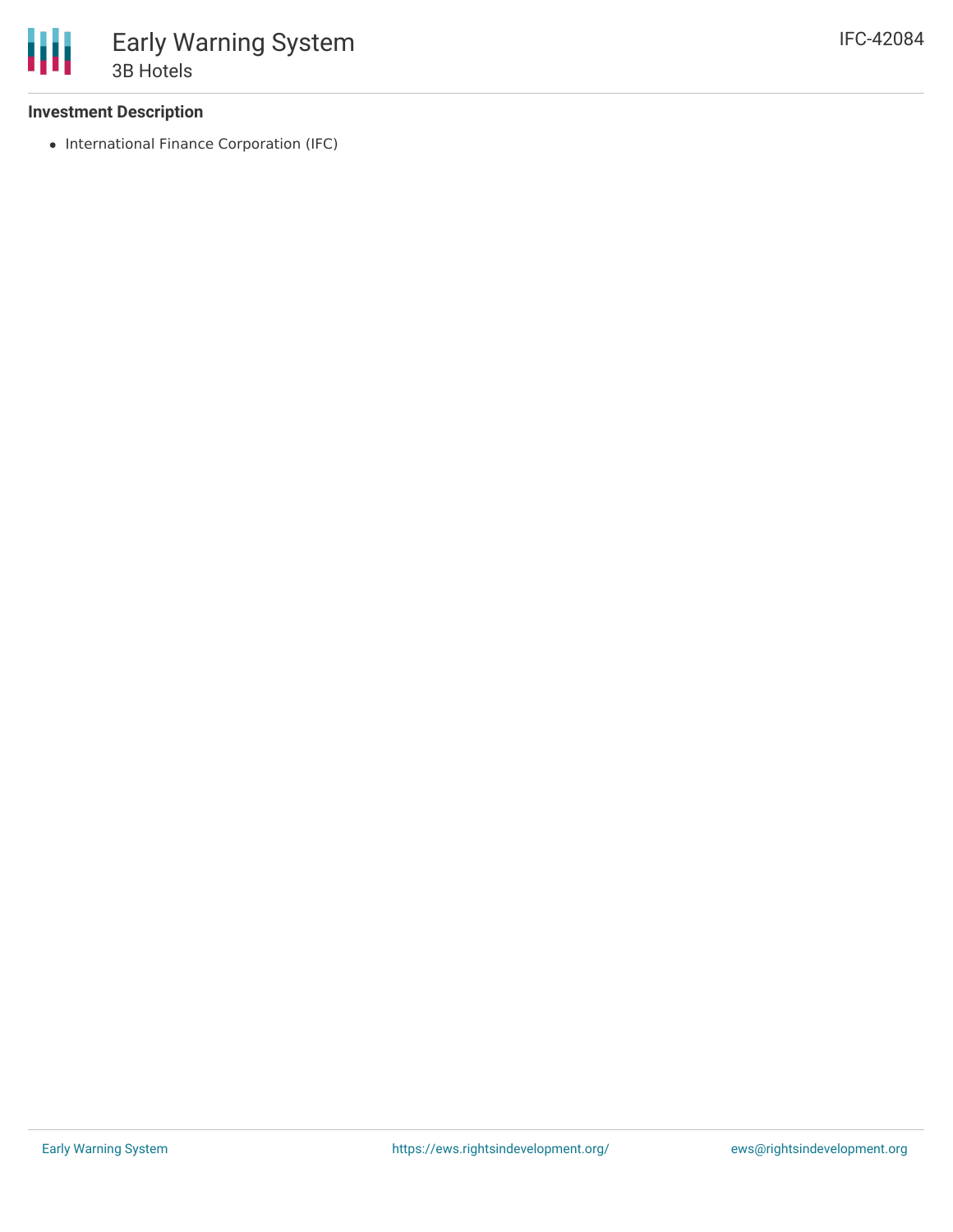### Investment Description

- International Finance Corporation (IFC)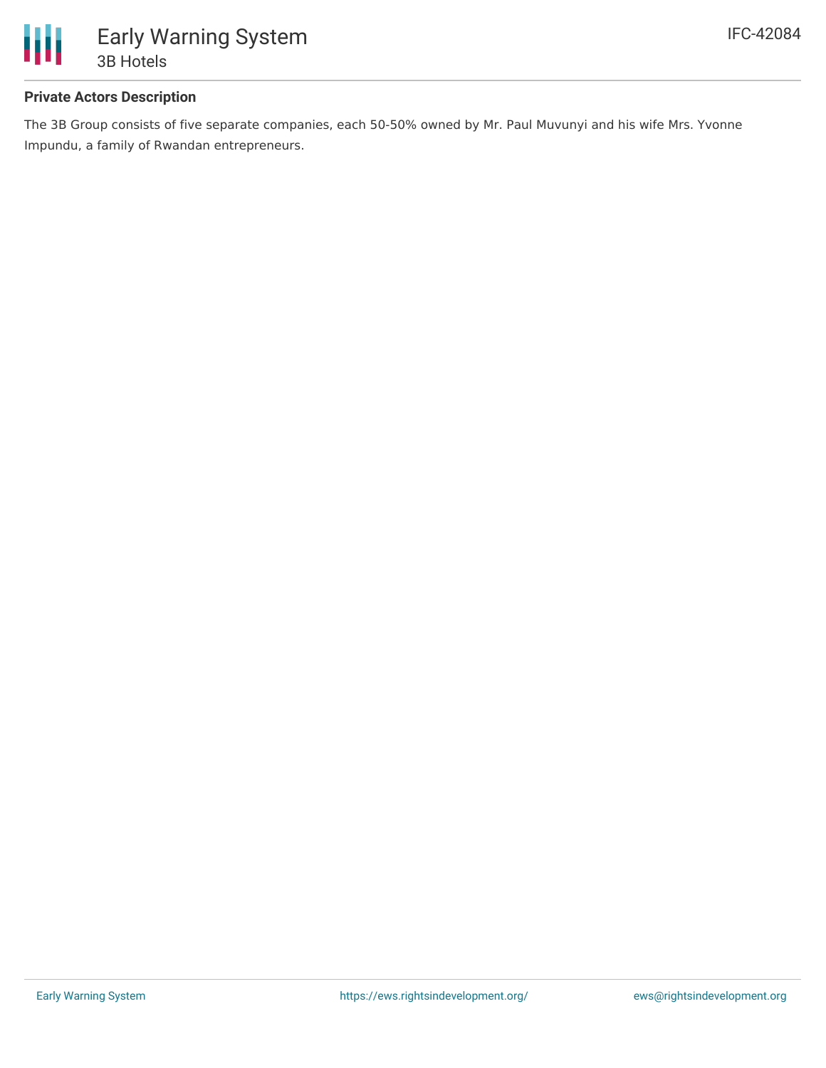**Private Actors Description**

The 3B Group consists of five separate companies, each 50-50% owned by Mr. Paul Muvunyi and his wife Mrs. Yvonne Impundu, a family of Rwandan entrepreneurs.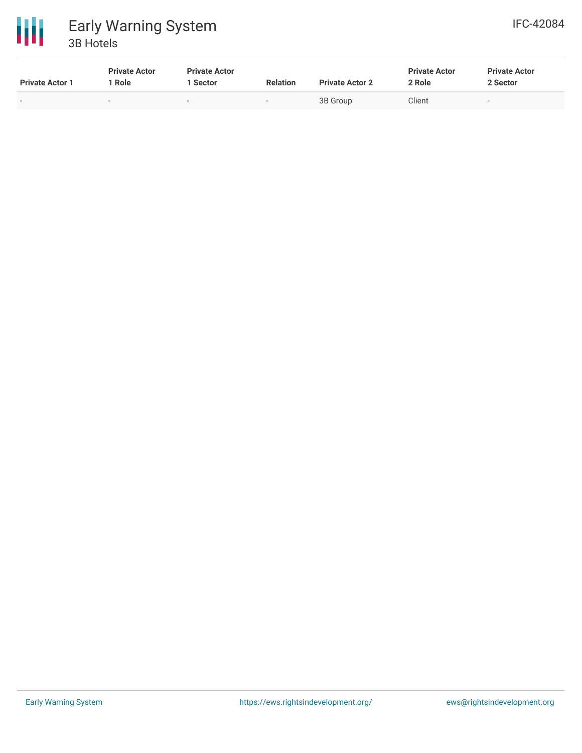| Private Actor 1 | Private Actor 1 Role | Private Actor 1 Sector | Relation | Private Actor 2 | Private Actor 2 Role | Private Actor 2 Sector |
|---|---|---|---|---|---|---|
| - | - | - | - | 3B Group | Client | - |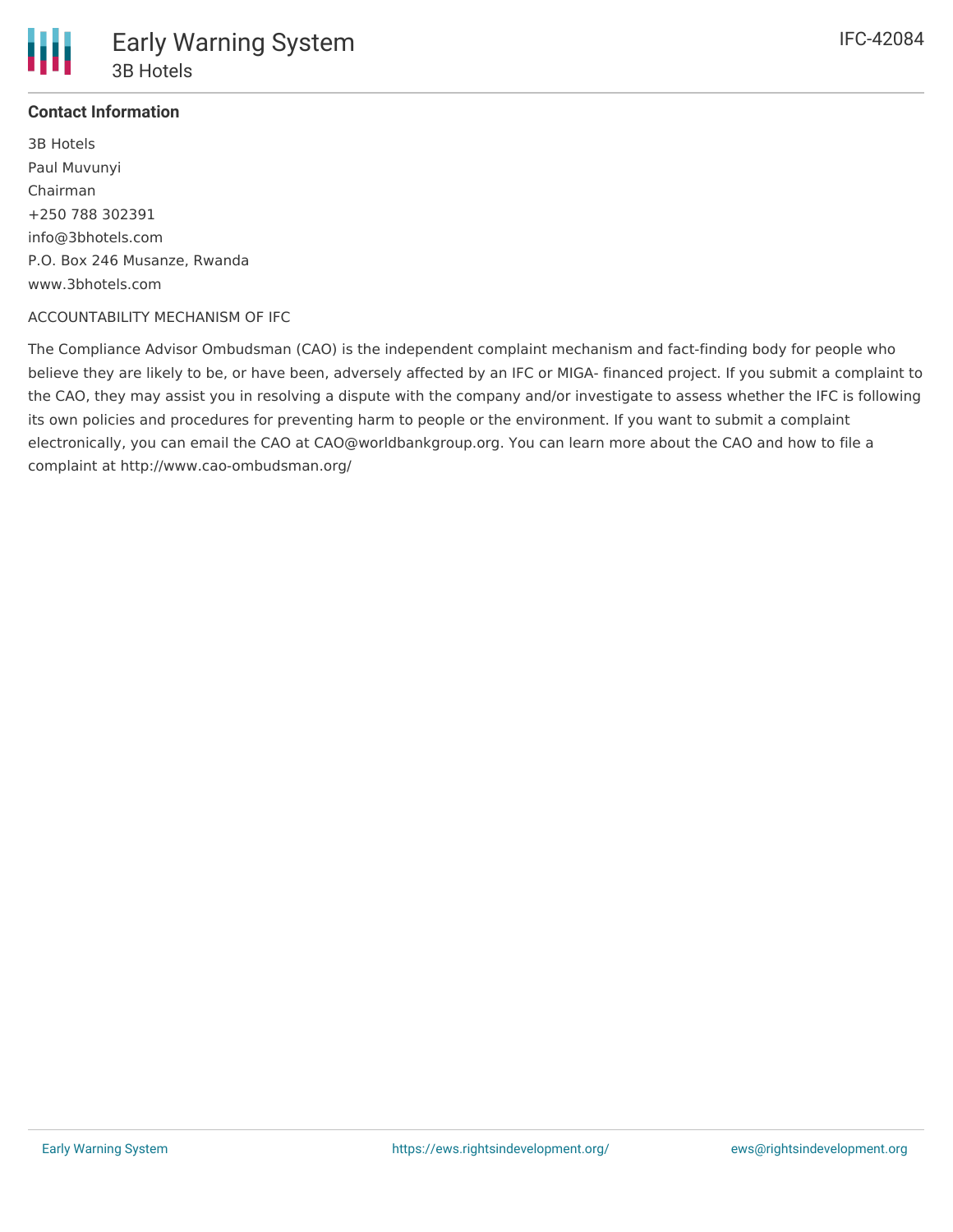### Contact Information

3B Hotels
Paul Muvunyi
Chairman
+250 788 302391
info@3bhotels.com
P.O. Box 246 Musanze, Rwanda
www.3bhotels.com

ACCOUNTABILITY MECHANISM OF IFC

The Compliance Advisor Ombudsman (CAO) is the independent complaint mechanism and fact-finding body for people who believe they are likely to be, or have been, adversely affected by an IFC or MIGA- financed project. If you submit a complaint to the CAO, they may assist you in resolving a dispute with the company and/or investigate to assess whether the IFC is following its own policies and procedures for preventing harm to people or the environment. If you want to submit a complaint electronically, you can email the CAO at CAO@worldbankgroup.org. You can learn more about the CAO and how to file a complaint at http://www.cao-ombudsman.org/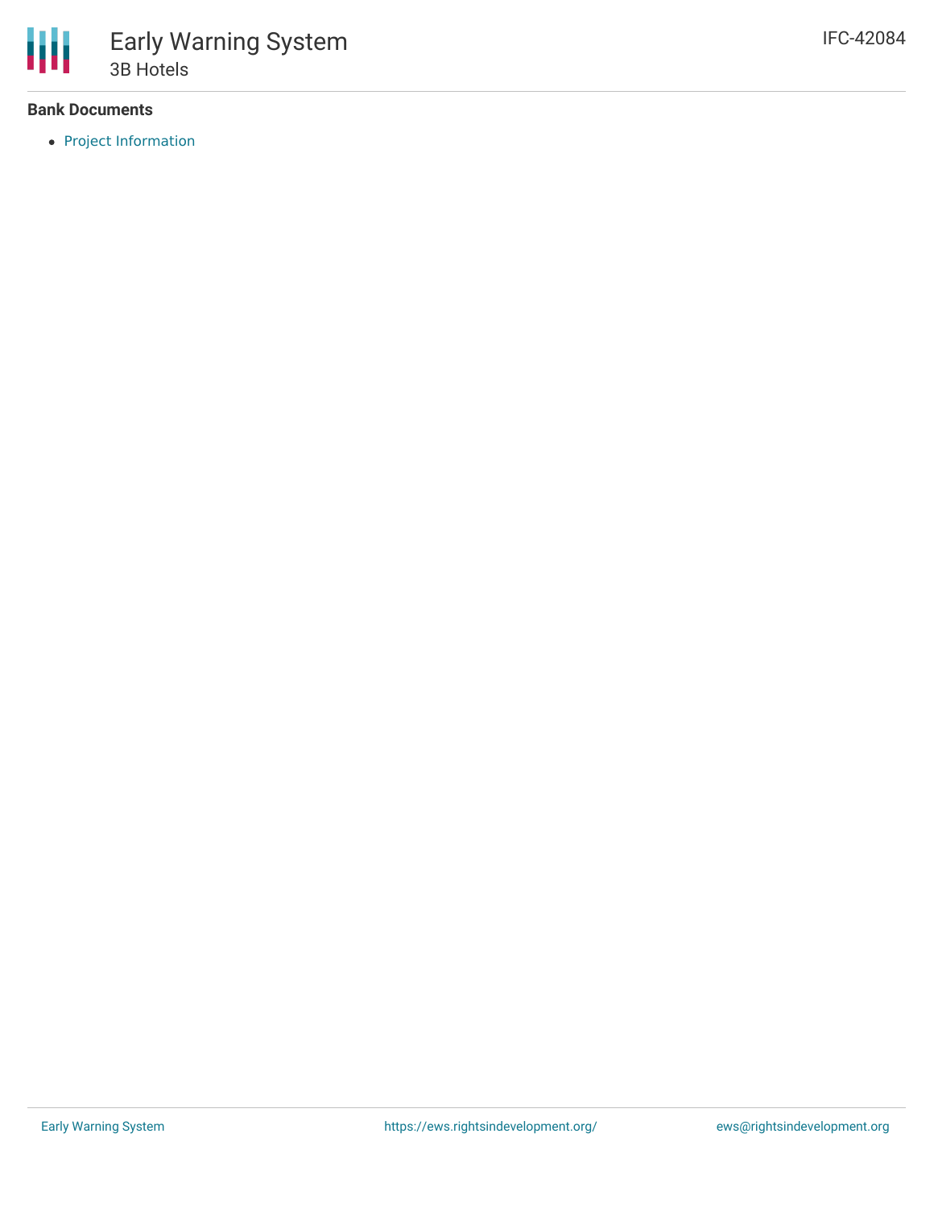**Bank Documents**

- Project Information